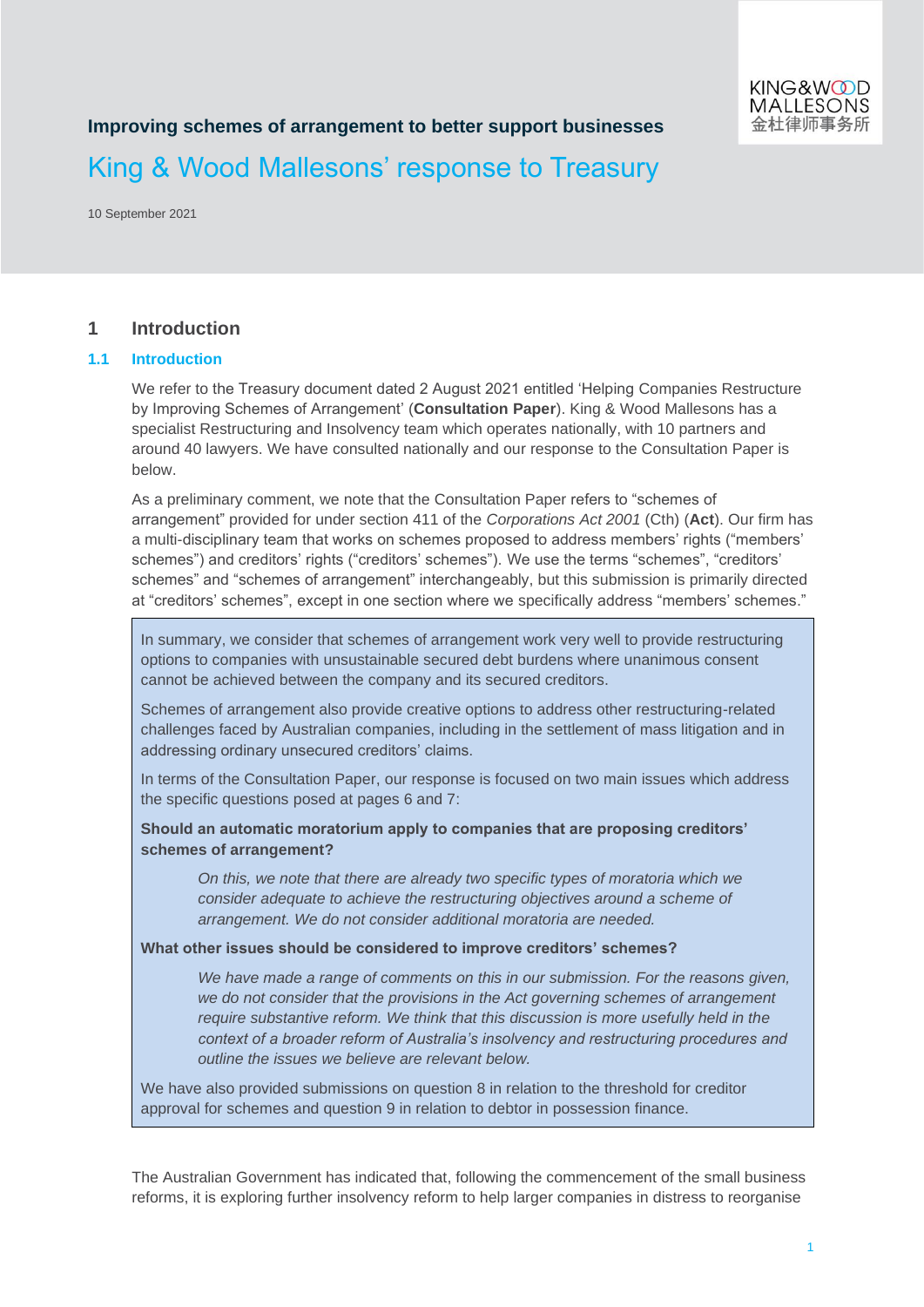**Improving schemes of arrangement to better support businesses**

# King & Wood Mallesons' response to Treasury

10 September 2021

## 1 Introduction

### 1.1 Introduction

We refer to the Treasury document dated 2 August 2021 entitled 'Helping Companies Restructure by Improving Schemes of Arrangement' (**Consultation Paper**). King & Wood Mallesons has a specialist Restructuring and Insolvency team which operates nationally, with 10 partners and around 40 lawyers. We have consulted nationally and our response to the Consultation Paper is below.

As a preliminary comment, we note that the Consultation Paper refers to "schemes of arrangement" provided for under section 411 of the *Corporations Act 2001* (Cth) (**Act**). Our firm has a multi-disciplinary team that works on schemes proposed to address members' rights ("members' schemes") and creditors' rights ("creditors' schemes"). We use the terms "schemes", "creditors' schemes" and "schemes of arrangement" interchangeably, but this submission is primarily directed at "creditors' schemes", except in one section where we specifically address "members' schemes."

> In summary, we consider that schemes of arrangement work very well to provide restructuring options to companies with unsustainable secured debt burdens where unanimous consent cannot be achieved between the company and its secured creditors.
>
> Schemes of arrangement also provide creative options to address other restructuring-related challenges faced by Australian companies, including in the settlement of mass litigation and in addressing ordinary unsecured creditors' claims.
>
> In terms of the Consultation Paper, our response is focused on two main issues which address the specific questions posed at pages 6 and 7:
>
> **Should an automatic moratorium apply to companies that are proposing creditors' schemes of arrangement?**
>
> *On this, we note that there are already two specific types of moratoria which we consider adequate to achieve the restructuring objectives around a scheme of arrangement. We do not consider additional moratoria are needed.*
>
> **What other issues should be considered to improve creditors' schemes?**
>
> *We have made a range of comments on this in our submission. For the reasons given, we do not consider that the provisions in the Act governing schemes of arrangement require substantive reform. We think that this discussion is more usefully held in the context of a broader reform of Australia's insolvency and restructuring procedures and outline the issues we believe are relevant below.*
>
> We have also provided submissions on question 8 in relation to the threshold for creditor approval for schemes and question 9 in relation to debtor in possession finance.

The Australian Government has indicated that, following the commencement of the small business reforms, it is exploring further insolvency reform to help larger companies in distress to reorganise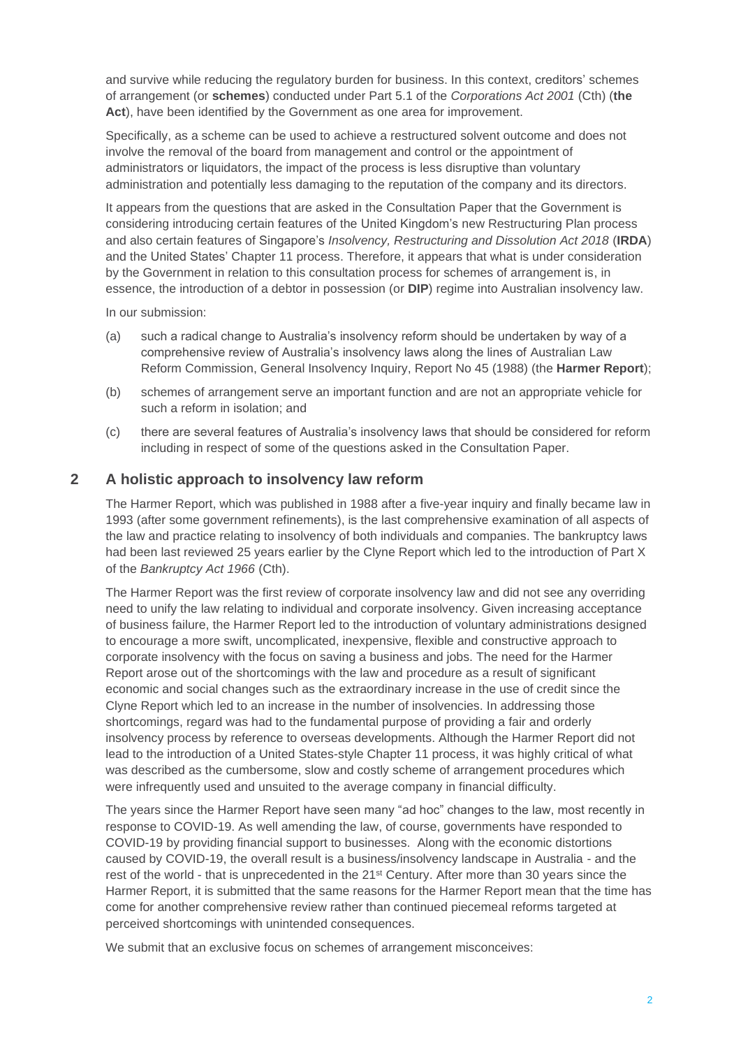and survive while reducing the regulatory burden for business. In this context, creditors' schemes of arrangement (or **schemes**) conducted under Part 5.1 of the *Corporations Act 2001* (Cth) (**the Act**), have been identified by the Government as one area for improvement.

Specifically, as a scheme can be used to achieve a restructured solvent outcome and does not involve the removal of the board from management and control or the appointment of administrators or liquidators, the impact of the process is less disruptive than voluntary administration and potentially less damaging to the reputation of the company and its directors.

It appears from the questions that are asked in the Consultation Paper that the Government is considering introducing certain features of the United Kingdom's new Restructuring Plan process and also certain features of Singapore's *Insolvency, Restructuring and Dissolution Act 2018* (**IRDA**) and the United States' Chapter 11 process. Therefore, it appears that what is under consideration by the Government in relation to this consultation process for schemes of arrangement is, in essence, the introduction of a debtor in possession (or **DIP**) regime into Australian insolvency law.

In our submission:

(a) such a radical change to Australia's insolvency reform should be undertaken by way of a comprehensive review of Australia's insolvency laws along the lines of Australian Law Reform Commission, General Insolvency Inquiry, Report No 45 (1988) (the **Harmer Report**);

(b) schemes of arrangement serve an important function and are not an appropriate vehicle for such a reform in isolation; and

(c) there are several features of Australia's insolvency laws that should be considered for reform including in respect of some of the questions asked in the Consultation Paper.

## 2 A holistic approach to insolvency law reform

The Harmer Report, which was published in 1988 after a five-year inquiry and finally became law in 1993 (after some government refinements), is the last comprehensive examination of all aspects of the law and practice relating to insolvency of both individuals and companies. The bankruptcy laws had been last reviewed 25 years earlier by the Clyne Report which led to the introduction of Part X of the *Bankruptcy Act 1966* (Cth).

The Harmer Report was the first review of corporate insolvency law and did not see any overriding need to unify the law relating to individual and corporate insolvency. Given increasing acceptance of business failure, the Harmer Report led to the introduction of voluntary administrations designed to encourage a more swift, uncomplicated, inexpensive, flexible and constructive approach to corporate insolvency with the focus on saving a business and jobs. The need for the Harmer Report arose out of the shortcomings with the law and procedure as a result of significant economic and social changes such as the extraordinary increase in the use of credit since the Clyne Report which led to an increase in the number of insolvencies. In addressing those shortcomings, regard was had to the fundamental purpose of providing a fair and orderly insolvency process by reference to overseas developments. Although the Harmer Report did not lead to the introduction of a United States-style Chapter 11 process, it was highly critical of what was described as the cumbersome, slow and costly scheme of arrangement procedures which were infrequently used and unsuited to the average company in financial difficulty.

The years since the Harmer Report have seen many "ad hoc" changes to the law, most recently in response to COVID-19. As well amending the law, of course, governments have responded to COVID-19 by providing financial support to businesses. Along with the economic distortions caused by COVID-19, the overall result is a business/insolvency landscape in Australia - and the rest of the world - that is unprecedented in the 21st Century. After more than 30 years since the Harmer Report, it is submitted that the same reasons for the Harmer Report mean that the time has come for another comprehensive review rather than continued piecemeal reforms targeted at perceived shortcomings with unintended consequences.

We submit that an exclusive focus on schemes of arrangement misconceives: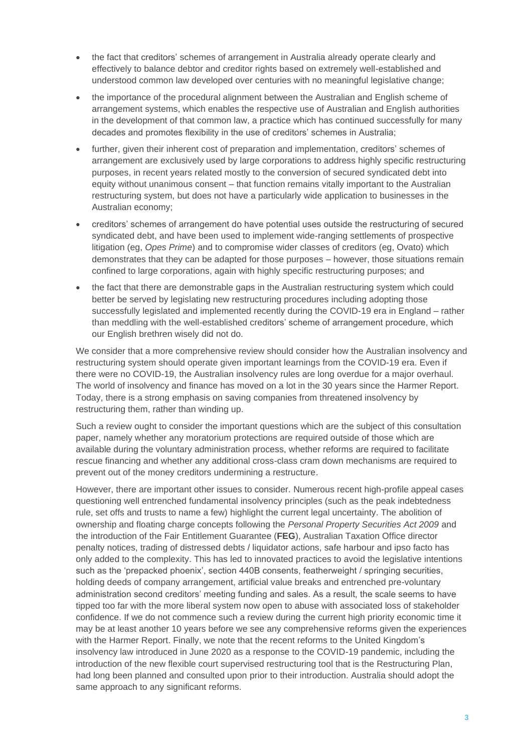- the fact that creditors' schemes of arrangement in Australia already operate clearly and effectively to balance debtor and creditor rights based on extremely well-established and understood common law developed over centuries with no meaningful legislative change;
- the importance of the procedural alignment between the Australian and English scheme of arrangement systems, which enables the respective use of Australian and English authorities in the development of that common law, a practice which has continued successfully for many decades and promotes flexibility in the use of creditors' schemes in Australia;
- further, given their inherent cost of preparation and implementation, creditors' schemes of arrangement are exclusively used by large corporations to address highly specific restructuring purposes, in recent years related mostly to the conversion of secured syndicated debt into equity without unanimous consent – that function remains vitally important to the Australian restructuring system, but does not have a particularly wide application to businesses in the Australian economy;
- creditors' schemes of arrangement do have potential uses outside the restructuring of secured syndicated debt, and have been used to implement wide-ranging settlements of prospective litigation (eg, *Opes Prime*) and to compromise wider classes of creditors (eg, Ovato) which demonstrates that they can be adapted for those purposes – however, those situations remain confined to large corporations, again with highly specific restructuring purposes; and
- the fact that there are demonstrable gaps in the Australian restructuring system which could better be served by legislating new restructuring procedures including adopting those successfully legislated and implemented recently during the COVID-19 era in England – rather than meddling with the well-established creditors' scheme of arrangement procedure, which our English brethren wisely did not do.

We consider that a more comprehensive review should consider how the Australian insolvency and restructuring system should operate given important learnings from the COVID-19 era. Even if there were no COVID-19, the Australian insolvency rules are long overdue for a major overhaul. The world of insolvency and finance has moved on a lot in the 30 years since the Harmer Report. Today, there is a strong emphasis on saving companies from threatened insolvency by restructuring them, rather than winding up.

Such a review ought to consider the important questions which are the subject of this consultation paper, namely whether any moratorium protections are required outside of those which are available during the voluntary administration process, whether reforms are required to facilitate rescue financing and whether any additional cross-class cram down mechanisms are required to prevent out of the money creditors undermining a restructure.

However, there are important other issues to consider. Numerous recent high-profile appeal cases questioning well entrenched fundamental insolvency principles (such as the peak indebtedness rule, set offs and trusts to name a few) highlight the current legal uncertainty. The abolition of ownership and floating charge concepts following the *Personal Property Securities Act 2009* and the introduction of the Fair Entitlement Guarantee (**FEG**), Australian Taxation Office director penalty notices, trading of distressed debts / liquidator actions, safe harbour and ipso facto has only added to the complexity. This has led to innovated practices to avoid the legislative intentions such as the 'prepacked phoenix', section 440B consents, featherweight / springing securities, holding deeds of company arrangement, artificial value breaks and entrenched pre-voluntary administration second creditors' meeting funding and sales. As a result, the scale seems to have tipped too far with the more liberal system now open to abuse with associated loss of stakeholder confidence. If we do not commence such a review during the current high priority economic time it may be at least another 10 years before we see any comprehensive reforms given the experiences with the Harmer Report. Finally, we note that the recent reforms to the United Kingdom's insolvency law introduced in June 2020 as a response to the COVID-19 pandemic, including the introduction of the new flexible court supervised restructuring tool that is the Restructuring Plan, had long been planned and consulted upon prior to their introduction. Australia should adopt the same approach to any significant reforms.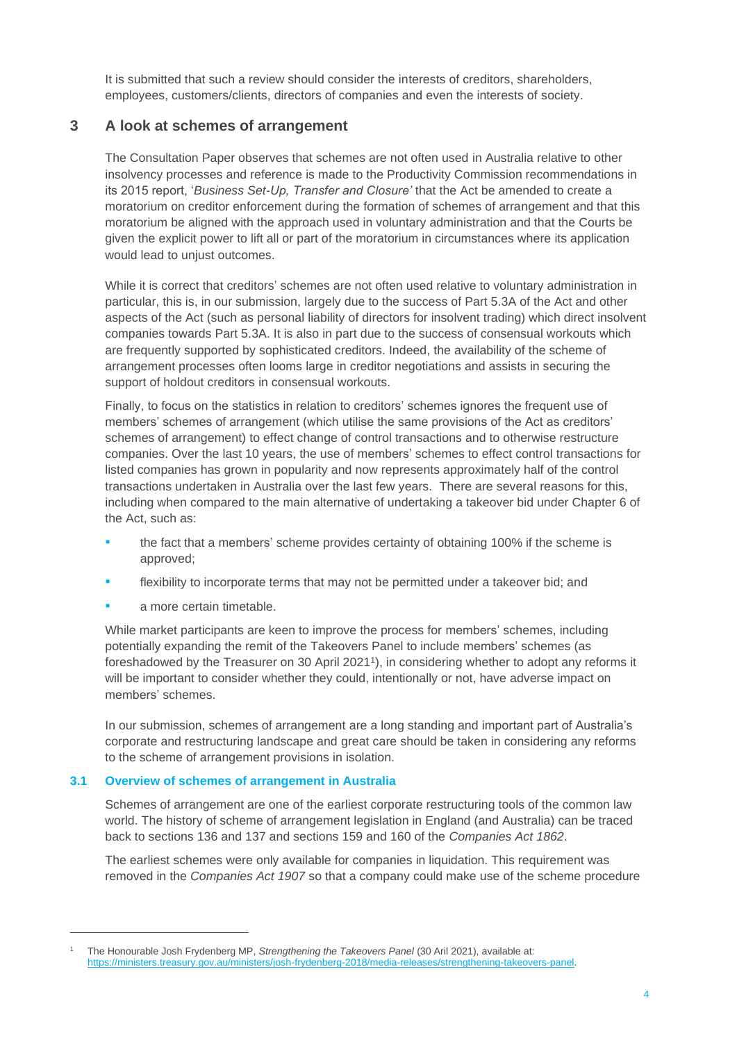It is submitted that such a review should consider the interests of creditors, shareholders, employees, customers/clients, directors of companies and even the interests of society.

## 3 A look at schemes of arrangement

The Consultation Paper observes that schemes are not often used in Australia relative to other insolvency processes and reference is made to the Productivity Commission recommendations in its 2015 report, '*Business Set-Up, Transfer and Closure'* that the Act be amended to create a moratorium on creditor enforcement during the formation of schemes of arrangement and that this moratorium be aligned with the approach used in voluntary administration and that the Courts be given the explicit power to lift all or part of the moratorium in circumstances where its application would lead to unjust outcomes.

While it is correct that creditors' schemes are not often used relative to voluntary administration in particular, this is, in our submission, largely due to the success of Part 5.3A of the Act and other aspects of the Act (such as personal liability of directors for insolvent trading) which direct insolvent companies towards Part 5.3A. It is also in part due to the success of consensual workouts which are frequently supported by sophisticated creditors. Indeed, the availability of the scheme of arrangement processes often looms large in creditor negotiations and assists in securing the support of holdout creditors in consensual workouts.

Finally, to focus on the statistics in relation to creditors' schemes ignores the frequent use of members' schemes of arrangement (which utilise the same provisions of the Act as creditors' schemes of arrangement) to effect change of control transactions and to otherwise restructure companies. Over the last 10 years, the use of members' schemes to effect control transactions for listed companies has grown in popularity and now represents approximately half of the control transactions undertaken in Australia over the last few years. There are several reasons for this, including when compared to the main alternative of undertaking a takeover bid under Chapter 6 of the Act, such as:

- the fact that a members' scheme provides certainty of obtaining 100% if the scheme is approved;
- flexibility to incorporate terms that may not be permitted under a takeover bid; and
- a more certain timetable.

While market participants are keen to improve the process for members' schemes, including potentially expanding the remit of the Takeovers Panel to include members' schemes (as foreshadowed by the Treasurer on 30 April 2021[1]), in considering whether to adopt any reforms it will be important to consider whether they could, intentionally or not, have adverse impact on members' schemes.

In our submission, schemes of arrangement are a long standing and important part of Australia's corporate and restructuring landscape and great care should be taken in considering any reforms to the scheme of arrangement provisions in isolation.

### 3.1 Overview of schemes of arrangement in Australia

Schemes of arrangement are one of the earliest corporate restructuring tools of the common law world. The history of scheme of arrangement legislation in England (and Australia) can be traced back to sections 136 and 137 and sections 159 and 160 of the *Companies Act 1862*.

The earliest schemes were only available for companies in liquidation. This requirement was removed in the *Companies Act 1907* so that a company could make use of the scheme procedure

---

[1] The Honourable Josh Frydenberg MP, *Strengthening the Takeovers Panel* (30 Aril 2021), available at: https://ministers.treasury.gov.au/ministers/josh-frydenberg-2018/media-releases/strengthening-takeovers-panel.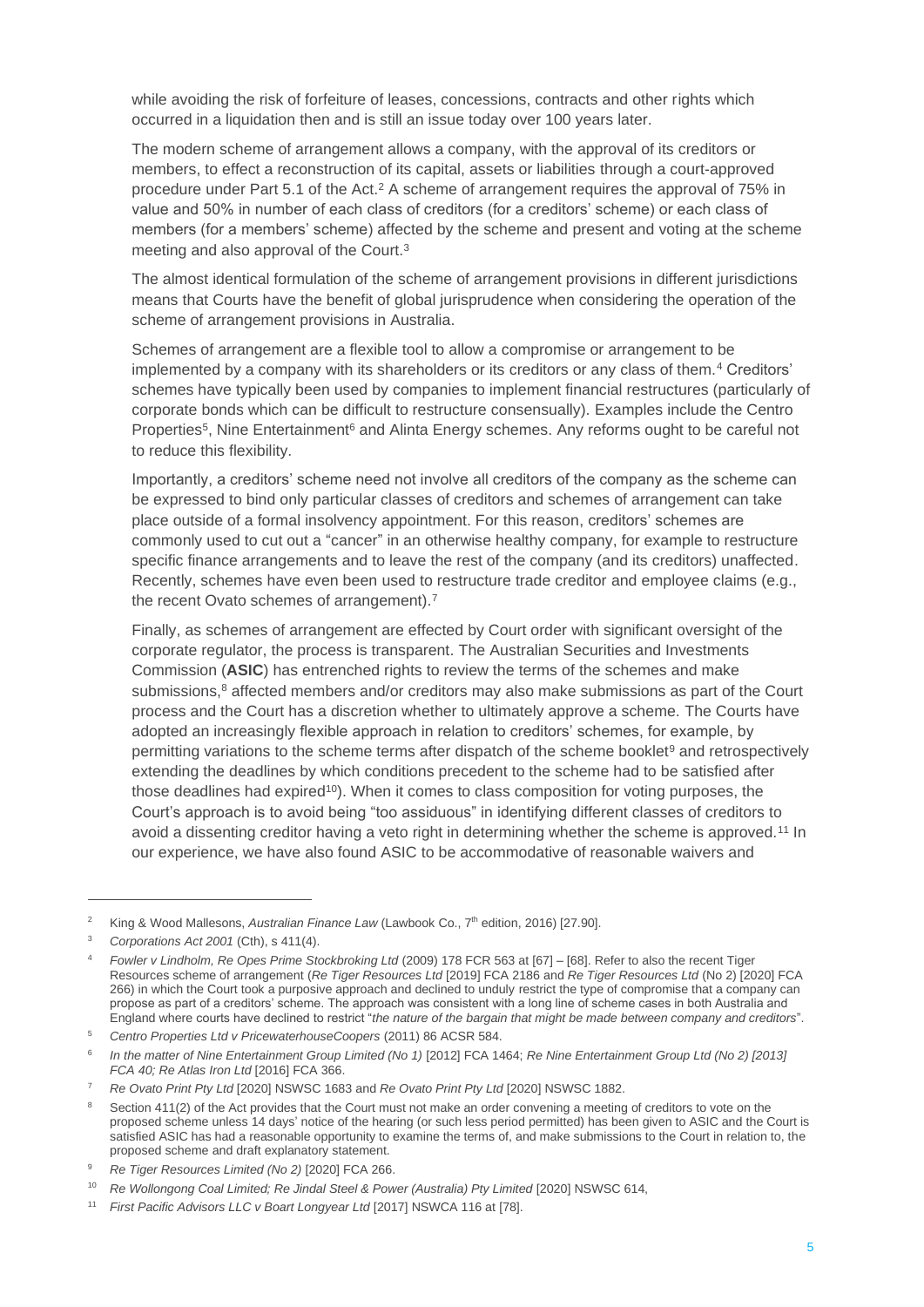while avoiding the risk of forfeiture of leases, concessions, contracts and other rights which occurred in a liquidation then and is still an issue today over 100 years later.

The modern scheme of arrangement allows a company, with the approval of its creditors or members, to effect a reconstruction of its capital, assets or liabilities through a court-approved procedure under Part 5.1 of the Act.[2] A scheme of arrangement requires the approval of 75% in value and 50% in number of each class of creditors (for a creditors' scheme) or each class of members (for a members' scheme) affected by the scheme and present and voting at the scheme meeting and also approval of the Court.[3]

The almost identical formulation of the scheme of arrangement provisions in different jurisdictions means that Courts have the benefit of global jurisprudence when considering the operation of the scheme of arrangement provisions in Australia.

Schemes of arrangement are a flexible tool to allow a compromise or arrangement to be implemented by a company with its shareholders or its creditors or any class of them.[4] Creditors' schemes have typically been used by companies to implement financial restructures (particularly of corporate bonds which can be difficult to restructure consensually). Examples include the Centro Properties[5], Nine Entertainment[6] and Alinta Energy schemes. Any reforms ought to be careful not to reduce this flexibility.

Importantly, a creditors' scheme need not involve all creditors of the company as the scheme can be expressed to bind only particular classes of creditors and schemes of arrangement can take place outside of a formal insolvency appointment. For this reason, creditors' schemes are commonly used to cut out a "cancer" in an otherwise healthy company, for example to restructure specific finance arrangements and to leave the rest of the company (and its creditors) unaffected. Recently, schemes have even been used to restructure trade creditor and employee claims (e.g., the recent Ovato schemes of arrangement).[7]

Finally, as schemes of arrangement are effected by Court order with significant oversight of the corporate regulator, the process is transparent. The Australian Securities and Investments Commission (**ASIC**) has entrenched rights to review the terms of the schemes and make submissions,[8] affected members and/or creditors may also make submissions as part of the Court process and the Court has a discretion whether to ultimately approve a scheme. The Courts have adopted an increasingly flexible approach in relation to creditors' schemes, for example, by permitting variations to the scheme terms after dispatch of the scheme booklet[9] and retrospectively extending the deadlines by which conditions precedent to the scheme had to be satisfied after those deadlines had expired[10]). When it comes to class composition for voting purposes, the Court's approach is to avoid being "too assiduous" in identifying different classes of creditors to avoid a dissenting creditor having a veto right in determining whether the scheme is approved.[11] In our experience, we have also found ASIC to be accommodative of reasonable waivers and

---

[2] King & Wood Mallesons, *Australian Finance Law* (Lawbook Co., 7th edition, 2016) [27.90].

[3] *Corporations Act 2001* (Cth), s 411(4).

[4] *Fowler v Lindholm, Re Opes Prime Stockbroking Ltd* (2009) 178 FCR 563 at [67] – [68]. Refer to also the recent Tiger Resources scheme of arrangement (*Re Tiger Resources Ltd* [2019] FCA 2186 and *Re Tiger Resources Ltd* (No 2) [2020] FCA 266) in which the Court took a purposive approach and declined to unduly restrict the type of compromise that a company can propose as part of a creditors' scheme. The approach was consistent with a long line of scheme cases in both Australia and England where courts have declined to restrict "*the nature of the bargain that might be made between company and creditors*".

[5] *Centro Properties Ltd v PricewaterhouseCoopers* (2011) 86 ACSR 584.

[6] *In the matter of Nine Entertainment Group Limited (No 1)* [2012] FCA 1464; *Re Nine Entertainment Group Ltd (No 2) [2013] FCA 40; Re Atlas Iron Ltd* [2016] FCA 366.

[7] *Re Ovato Print Pty Ltd* [2020] NSWSC 1683 and *Re Ovato Print Pty Ltd* [2020] NSWSC 1882.

[8] Section 411(2) of the Act provides that the Court must not make an order convening a meeting of creditors to vote on the proposed scheme unless 14 days' notice of the hearing (or such less period permitted) has been given to ASIC and the Court is satisfied ASIC has had a reasonable opportunity to examine the terms of, and make submissions to the Court in relation to, the proposed scheme and draft explanatory statement.

[9] *Re Tiger Resources Limited (No 2)* [2020] FCA 266.

[10] *Re Wollongong Coal Limited; Re Jindal Steel & Power (Australia) Pty Limited* [2020] NSWSC 614,

[11] *First Pacific Advisors LLC v Boart Longyear Ltd* [2017] NSWCA 116 at [78].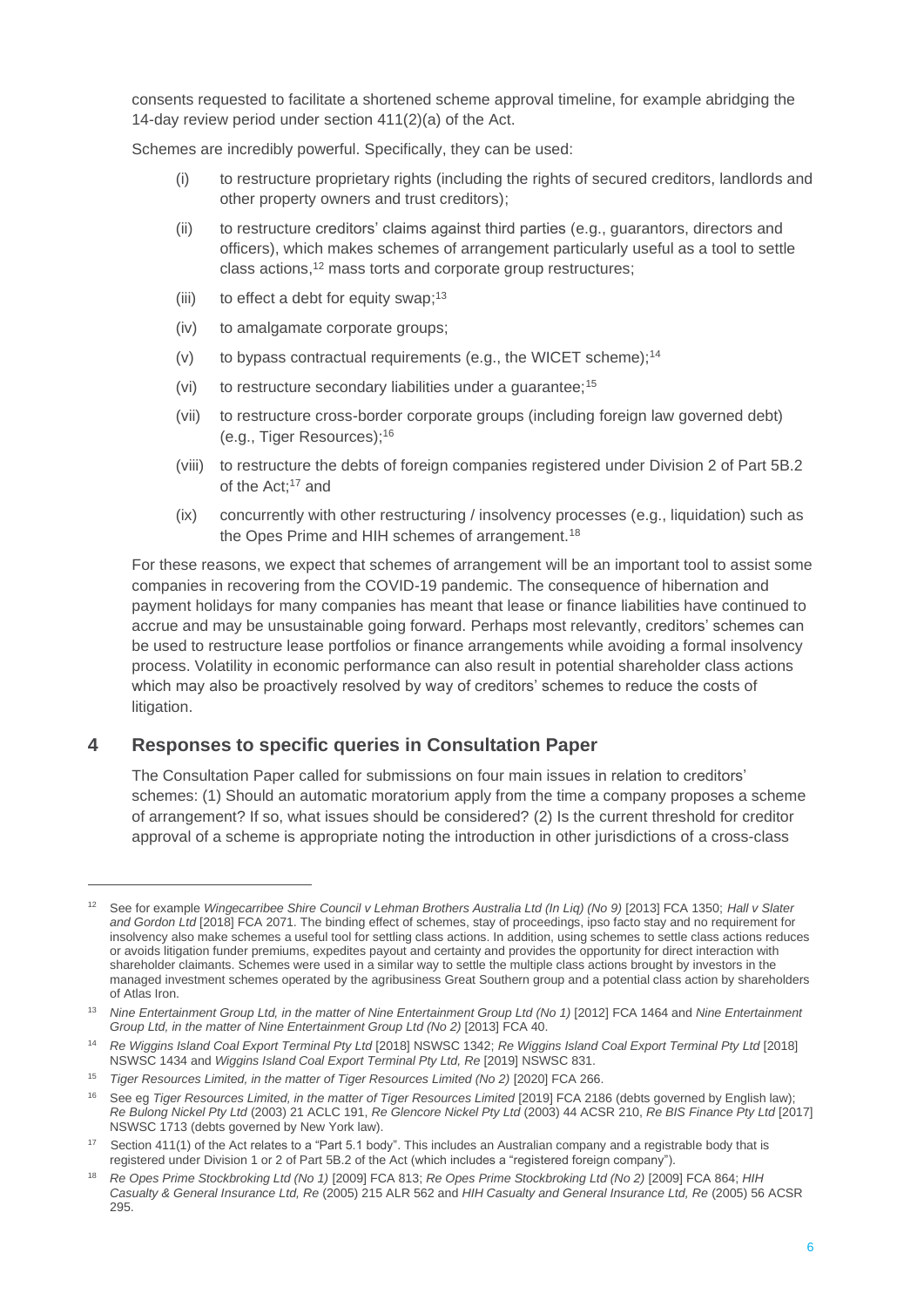consents requested to facilitate a shortened scheme approval timeline, for example abridging the 14-day review period under section 411(2)(a) of the Act.

Schemes are incredibly powerful. Specifically, they can be used:

(i) to restructure proprietary rights (including the rights of secured creditors, landlords and other property owners and trust creditors);

(ii) to restructure creditors' claims against third parties (e.g., guarantors, directors and officers), which makes schemes of arrangement particularly useful as a tool to settle class actions,[12] mass torts and corporate group restructures;

(iii) to effect a debt for equity swap;[13]

(iv) to amalgamate corporate groups;

(v) to bypass contractual requirements (e.g., the WICET scheme);[14]

(vi) to restructure secondary liabilities under a guarantee;[15]

(vii) to restructure cross-border corporate groups (including foreign law governed debt) (e.g., Tiger Resources);[16]

(viii) to restructure the debts of foreign companies registered under Division 2 of Part 5B.2 of the Act;[17] and

(ix) concurrently with other restructuring / insolvency processes (e.g., liquidation) such as the Opes Prime and HIH schemes of arrangement.[18]

For these reasons, we expect that schemes of arrangement will be an important tool to assist some companies in recovering from the COVID-19 pandemic. The consequence of hibernation and payment holidays for many companies has meant that lease or finance liabilities have continued to accrue and may be unsustainable going forward. Perhaps most relevantly, creditors' schemes can be used to restructure lease portfolios or finance arrangements while avoiding a formal insolvency process. Volatility in economic performance can also result in potential shareholder class actions which may also be proactively resolved by way of creditors' schemes to reduce the costs of litigation.

## 4 Responses to specific queries in Consultation Paper

The Consultation Paper called for submissions on four main issues in relation to creditors' schemes: (1) Should an automatic moratorium apply from the time a company proposes a scheme of arrangement? If so, what issues should be considered? (2) Is the current threshold for creditor approval of a scheme is appropriate noting the introduction in other jurisdictions of a cross-class

---

[12] See for example *Wingecarribee Shire Council v Lehman Brothers Australia Ltd (In Liq) (No 9)* [2013] FCA 1350; *Hall v Slater and Gordon Ltd* [2018] FCA 2071. The binding effect of schemes, stay of proceedings, ipso facto stay and no requirement for insolvency also make schemes a useful tool for settling class actions. In addition, using schemes to settle class actions reduces or avoids litigation funder premiums, expedites payout and certainty and provides the opportunity for direct interaction with shareholder claimants. Schemes were used in a similar way to settle the multiple class actions brought by investors in the managed investment schemes operated by the agribusiness Great Southern group and a potential class action by shareholders of Atlas Iron.

[13] *Nine Entertainment Group Ltd, in the matter of Nine Entertainment Group Ltd (No 1)* [2012] FCA 1464 and *Nine Entertainment Group Ltd, in the matter of Nine Entertainment Group Ltd (No 2)* [2013] FCA 40.

[14] *Re Wiggins Island Coal Export Terminal Pty Ltd* [2018] NSWSC 1342; *Re Wiggins Island Coal Export Terminal Pty Ltd* [2018] NSWSC 1434 and *Wiggins Island Coal Export Terminal Pty Ltd, Re* [2019] NSWSC 831.

[15] *Tiger Resources Limited, in the matter of Tiger Resources Limited (No 2)* [2020] FCA 266.

[16] See eg *Tiger Resources Limited, in the matter of Tiger Resources Limited* [2019] FCA 2186 (debts governed by English law); *Re Bulong Nickel Pty Ltd* (2003) 21 ACLC 191, *Re Glencore Nickel Pty Ltd* (2003) 44 ACSR 210, *Re BIS Finance Pty Ltd* [2017] NSWSC 1713 (debts governed by New York law).

[17] Section 411(1) of the Act relates to a "Part 5.1 body". This includes an Australian company and a registrable body that is registered under Division 1 or 2 of Part 5B.2 of the Act (which includes a "registered foreign company").

[18] *Re Opes Prime Stockbroking Ltd (No 1)* [2009] FCA 813; *Re Opes Prime Stockbroking Ltd (No 2)* [2009] FCA 864; *HIH Casualty & General Insurance Ltd, Re* (2005) 215 ALR 562 and *HIH Casualty and General Insurance Ltd, Re* (2005) 56 ACSR 295.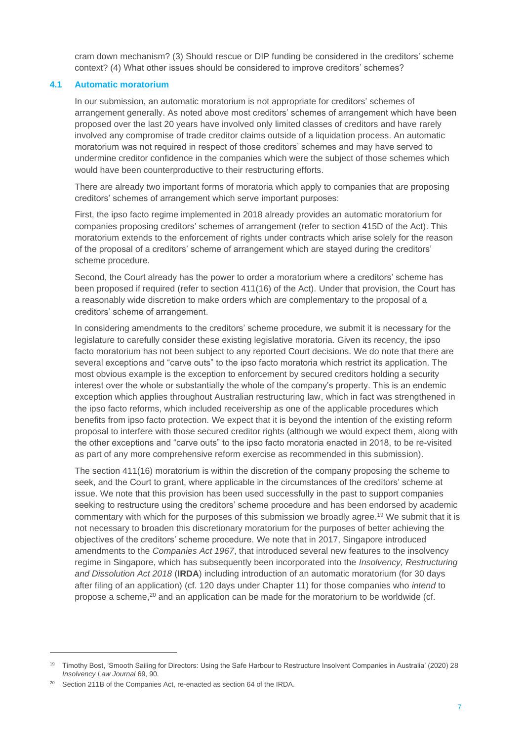cram down mechanism? (3) Should rescue or DIP funding be considered in the creditors' scheme context? (4) What other issues should be considered to improve creditors' schemes?

### 4.1 Automatic moratorium

In our submission, an automatic moratorium is not appropriate for creditors' schemes of arrangement generally. As noted above most creditors' schemes of arrangement which have been proposed over the last 20 years have involved only limited classes of creditors and have rarely involved any compromise of trade creditor claims outside of a liquidation process. An automatic moratorium was not required in respect of those creditors' schemes and may have served to undermine creditor confidence in the companies which were the subject of those schemes which would have been counterproductive to their restructuring efforts.

There are already two important forms of moratoria which apply to companies that are proposing creditors' schemes of arrangement which serve important purposes:

First, the ipso facto regime implemented in 2018 already provides an automatic moratorium for companies proposing creditors' schemes of arrangement (refer to section 415D of the Act). This moratorium extends to the enforcement of rights under contracts which arise solely for the reason of the proposal of a creditors' scheme of arrangement which are stayed during the creditors' scheme procedure.

Second, the Court already has the power to order a moratorium where a creditors' scheme has been proposed if required (refer to section 411(16) of the Act). Under that provision, the Court has a reasonably wide discretion to make orders which are complementary to the proposal of a creditors' scheme of arrangement.

In considering amendments to the creditors' scheme procedure, we submit it is necessary for the legislature to carefully consider these existing legislative moratoria. Given its recency, the ipso facto moratorium has not been subject to any reported Court decisions. We do note that there are several exceptions and "carve outs" to the ipso facto moratoria which restrict its application. The most obvious example is the exception to enforcement by secured creditors holding a security interest over the whole or substantially the whole of the company's property. This is an endemic exception which applies throughout Australian restructuring law, which in fact was strengthened in the ipso facto reforms, which included receivership as one of the applicable procedures which benefits from ipso facto protection. We expect that it is beyond the intention of the existing reform proposal to interfere with those secured creditor rights (although we would expect them, along with the other exceptions and "carve outs" to the ipso facto moratoria enacted in 2018, to be re-visited as part of any more comprehensive reform exercise as recommended in this submission).

The section 411(16) moratorium is within the discretion of the company proposing the scheme to seek, and the Court to grant, where applicable in the circumstances of the creditors' scheme at issue. We note that this provision has been used successfully in the past to support companies seeking to restructure using the creditors' scheme procedure and has been endorsed by academic commentary with which for the purposes of this submission we broadly agree.[19] We submit that it is not necessary to broaden this discretionary moratorium for the purposes of better achieving the objectives of the creditors' scheme procedure. We note that in 2017, Singapore introduced amendments to the *Companies Act 1967*, that introduced several new features to the insolvency regime in Singapore, which has subsequently been incorporated into the *Insolvency, Restructuring and Dissolution Act 2018* (**IRDA**) including introduction of an automatic moratorium (for 30 days after filing of an application) (cf. 120 days under Chapter 11) for those companies who *intend* to propose a scheme,[20] and an application can be made for the moratorium to be worldwide (cf.

---

[19] Timothy Bost, 'Smooth Sailing for Directors: Using the Safe Harbour to Restructure Insolvent Companies in Australia' (2020) 28 *Insolvency Law Journal* 69, 90.

[20] Section 211B of the Companies Act, re-enacted as section 64 of the IRDA.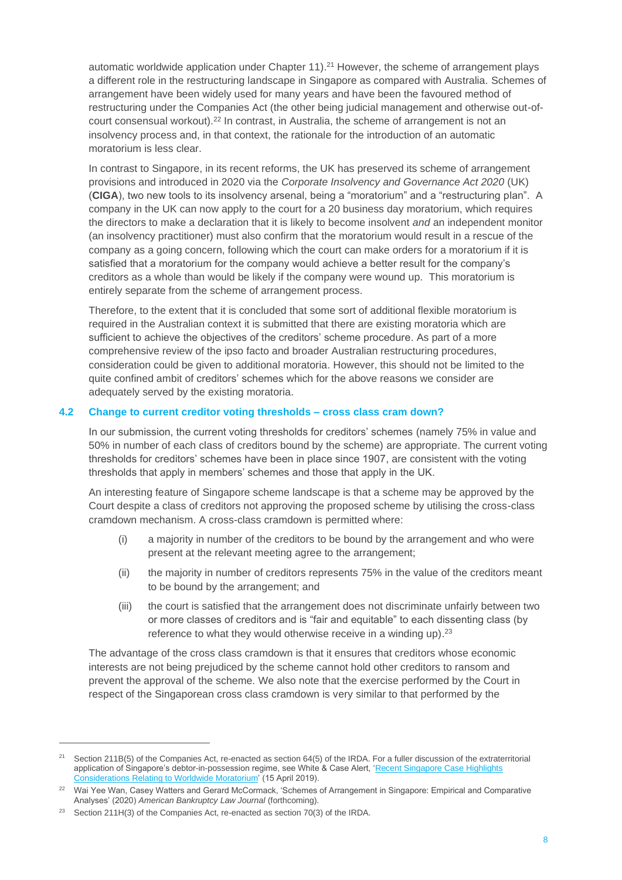automatic worldwide application under Chapter 11).[21] However, the scheme of arrangement plays a different role in the restructuring landscape in Singapore as compared with Australia. Schemes of arrangement have been widely used for many years and have been the favoured method of restructuring under the Companies Act (the other being judicial management and otherwise out-of-court consensual workout).[22] In contrast, in Australia, the scheme of arrangement is not an insolvency process and, in that context, the rationale for the introduction of an automatic moratorium is less clear.

In contrast to Singapore, in its recent reforms, the UK has preserved its scheme of arrangement provisions and introduced in 2020 via the *Corporate Insolvency and Governance Act 2020* (UK) (**CIGA**), two new tools to its insolvency arsenal, being a "moratorium" and a "restructuring plan". A company in the UK can now apply to the court for a 20 business day moratorium, which requires the directors to make a declaration that it is likely to become insolvent *and* an independent monitor (an insolvency practitioner) must also confirm that the moratorium would result in a rescue of the company as a going concern, following which the court can make orders for a moratorium if it is satisfied that a moratorium for the company would achieve a better result for the company's creditors as a whole than would be likely if the company were wound up. This moratorium is entirely separate from the scheme of arrangement process.

Therefore, to the extent that it is concluded that some sort of additional flexible moratorium is required in the Australian context it is submitted that there are existing moratoria which are sufficient to achieve the objectives of the creditors' scheme procedure. As part of a more comprehensive review of the ipso facto and broader Australian restructuring procedures, consideration could be given to additional moratoria. However, this should not be limited to the quite confined ambit of creditors' schemes which for the above reasons we consider are adequately served by the existing moratoria.

### 4.2 Change to current creditor voting thresholds – cross class cram down?

In our submission, the current voting thresholds for creditors' schemes (namely 75% in value and 50% in number of each class of creditors bound by the scheme) are appropriate. The current voting thresholds for creditors' schemes have been in place since 1907, are consistent with the voting thresholds that apply in members' schemes and those that apply in the UK.

An interesting feature of Singapore scheme landscape is that a scheme may be approved by the Court despite a class of creditors not approving the proposed scheme by utilising the cross-class cramdown mechanism. A cross-class cramdown is permitted where:

(i) a majority in number of the creditors to be bound by the arrangement and who were present at the relevant meeting agree to the arrangement;

(ii) the majority in number of creditors represents 75% in the value of the creditors meant to be bound by the arrangement; and

(iii) the court is satisfied that the arrangement does not discriminate unfairly between two or more classes of creditors and is "fair and equitable" to each dissenting class (by reference to what they would otherwise receive in a winding up).[23]

The advantage of the cross class cramdown is that it ensures that creditors whose economic interests are not being prejudiced by the scheme cannot hold other creditors to ransom and prevent the approval of the scheme. We also note that the exercise performed by the Court in respect of the Singaporean cross class cramdown is very similar to that performed by the

---

[21] Section 211B(5) of the Companies Act, re-enacted as section 64(5) of the IRDA. For a fuller discussion of the extraterritorial application of Singapore's debtor-in-possession regime, see White & Case Alert, 'Recent Singapore Case Highlights Considerations Relating to Worldwide Moratorium' (15 April 2019).

[22] Wai Yee Wan, Casey Watters and Gerard McCormack, 'Schemes of Arrangement in Singapore: Empirical and Comparative Analyses' (2020) *American Bankruptcy Law Journal* (forthcoming).

[23] Section 211H(3) of the Companies Act, re-enacted as section 70(3) of the IRDA.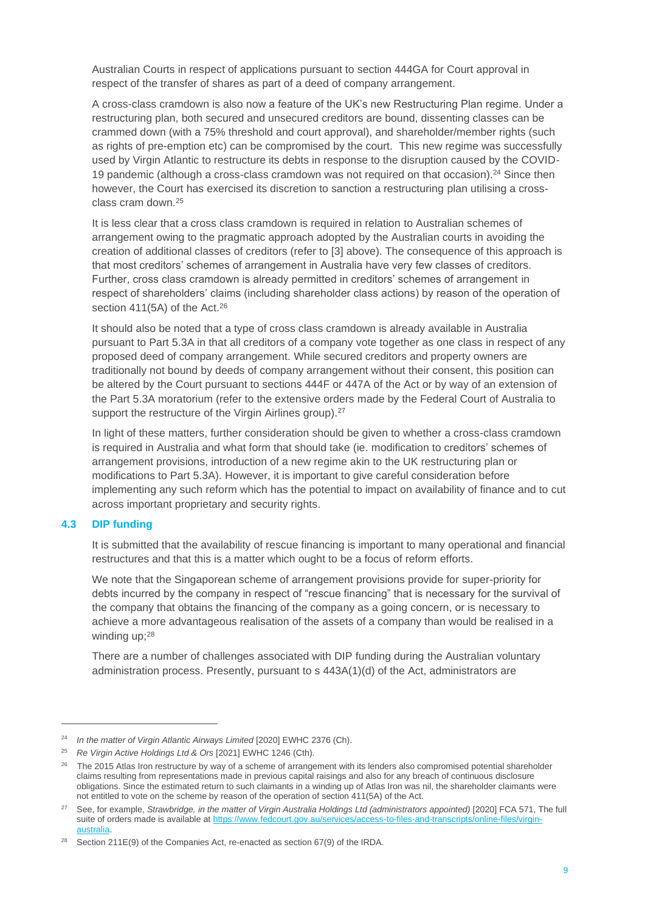Australian Courts in respect of applications pursuant to section 444GA for Court approval in respect of the transfer of shares as part of a deed of company arrangement.

A cross-class cramdown is also now a feature of the UK's new Restructuring Plan regime. Under a restructuring plan, both secured and unsecured creditors are bound, dissenting classes can be crammed down (with a 75% threshold and court approval), and shareholder/member rights (such as rights of pre-emption etc) can be compromised by the court. This new regime was successfully used by Virgin Atlantic to restructure its debts in response to the disruption caused by the COVID-19 pandemic (although a cross-class cramdown was not required on that occasion).[24] Since then however, the Court has exercised its discretion to sanction a restructuring plan utilising a cross-class cram down.[25]

It is less clear that a cross class cramdown is required in relation to Australian schemes of arrangement owing to the pragmatic approach adopted by the Australian courts in avoiding the creation of additional classes of creditors (refer to [3] above). The consequence of this approach is that most creditors' schemes of arrangement in Australia have very few classes of creditors. Further, cross class cramdown is already permitted in creditors' schemes of arrangement in respect of shareholders' claims (including shareholder class actions) by reason of the operation of section 411(5A) of the Act.[26]

It should also be noted that a type of cross class cramdown is already available in Australia pursuant to Part 5.3A in that all creditors of a company vote together as one class in respect of any proposed deed of company arrangement. While secured creditors and property owners are traditionally not bound by deeds of company arrangement without their consent, this position can be altered by the Court pursuant to sections 444F or 447A of the Act or by way of an extension of the Part 5.3A moratorium (refer to the extensive orders made by the Federal Court of Australia to support the restructure of the Virgin Airlines group).[27]

In light of these matters, further consideration should be given to whether a cross-class cramdown is required in Australia and what form that should take (ie. modification to creditors' schemes of arrangement provisions, introduction of a new regime akin to the UK restructuring plan or modifications to Part 5.3A). However, it is important to give careful consideration before implementing any such reform which has the potential to impact on availability of finance and to cut across important proprietary and security rights.

### 4.3 DIP funding

It is submitted that the availability of rescue financing is important to many operational and financial restructures and that this is a matter which ought to be a focus of reform efforts.

We note that the Singaporean scheme of arrangement provisions provide for super-priority for debts incurred by the company in respect of "rescue financing" that is necessary for the survival of the company that obtains the financing of the company as a going concern, or is necessary to achieve a more advantageous realisation of the assets of a company than would be realised in a winding up;[28]

There are a number of challenges associated with DIP funding during the Australian voluntary administration process. Presently, pursuant to s 443A(1)(d) of the Act, administrators are

---

[24] *In the matter of Virgin Atlantic Airways Limited* [2020] EWHC 2376 (Ch).

[25] *Re Virgin Active Holdings Ltd & Ors* [2021] EWHC 1246 (Cth).

[26] The 2015 Atlas Iron restructure by way of a scheme of arrangement with its lenders also compromised potential shareholder claims resulting from representations made in previous capital raisings and also for any breach of continuous disclosure obligations. Since the estimated return to such claimants in a winding up of Atlas Iron was nil, the shareholder claimants were not entitled to vote on the scheme by reason of the operation of section 411(5A) of the Act.

[27] See, for example, *Strawbridge, in the matter of Virgin Australia Holdings Ltd (administrators appointed)* [2020] FCA 571, The full suite of orders made is available at https://www.fedcourt.gov.au/services/access-to-files-and-transcripts/online-files/virgin-australia.

[28] Section 211E(9) of the Companies Act, re-enacted as section 67(9) of the IRDA.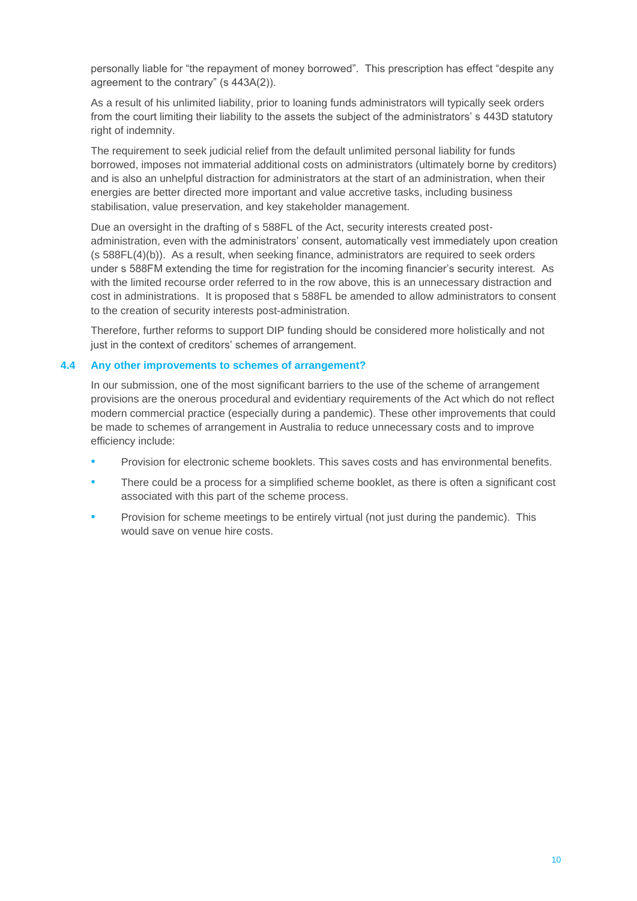personally liable for "the repayment of money borrowed". This prescription has effect "despite any agreement to the contrary" (s 443A(2)).

As a result of his unlimited liability, prior to loaning funds administrators will typically seek orders from the court limiting their liability to the assets the subject of the administrators' s 443D statutory right of indemnity.

The requirement to seek judicial relief from the default unlimited personal liability for funds borrowed, imposes not immaterial additional costs on administrators (ultimately borne by creditors) and is also an unhelpful distraction for administrators at the start of an administration, when their energies are better directed more important and value accretive tasks, including business stabilisation, value preservation, and key stakeholder management.

Due an oversight in the drafting of s 588FL of the Act, security interests created post-administration, even with the administrators' consent, automatically vest immediately upon creation (s 588FL(4)(b)). As a result, when seeking finance, administrators are required to seek orders under s 588FM extending the time for registration for the incoming financier's security interest. As with the limited recourse order referred to in the row above, this is an unnecessary distraction and cost in administrations. It is proposed that s 588FL be amended to allow administrators to consent to the creation of security interests post-administration.

Therefore, further reforms to support DIP funding should be considered more holistically and not just in the context of creditors' schemes of arrangement.

### 4.4 Any other improvements to schemes of arrangement?

In our submission, one of the most significant barriers to the use of the scheme of arrangement provisions are the onerous procedural and evidentiary requirements of the Act which do not reflect modern commercial practice (especially during a pandemic). These other improvements that could be made to schemes of arrangement in Australia to reduce unnecessary costs and to improve efficiency include:

- Provision for electronic scheme booklets. This saves costs and has environmental benefits.
- There could be a process for a simplified scheme booklet, as there is often a significant cost associated with this part of the scheme process.
- Provision for scheme meetings to be entirely virtual (not just during the pandemic). This would save on venue hire costs.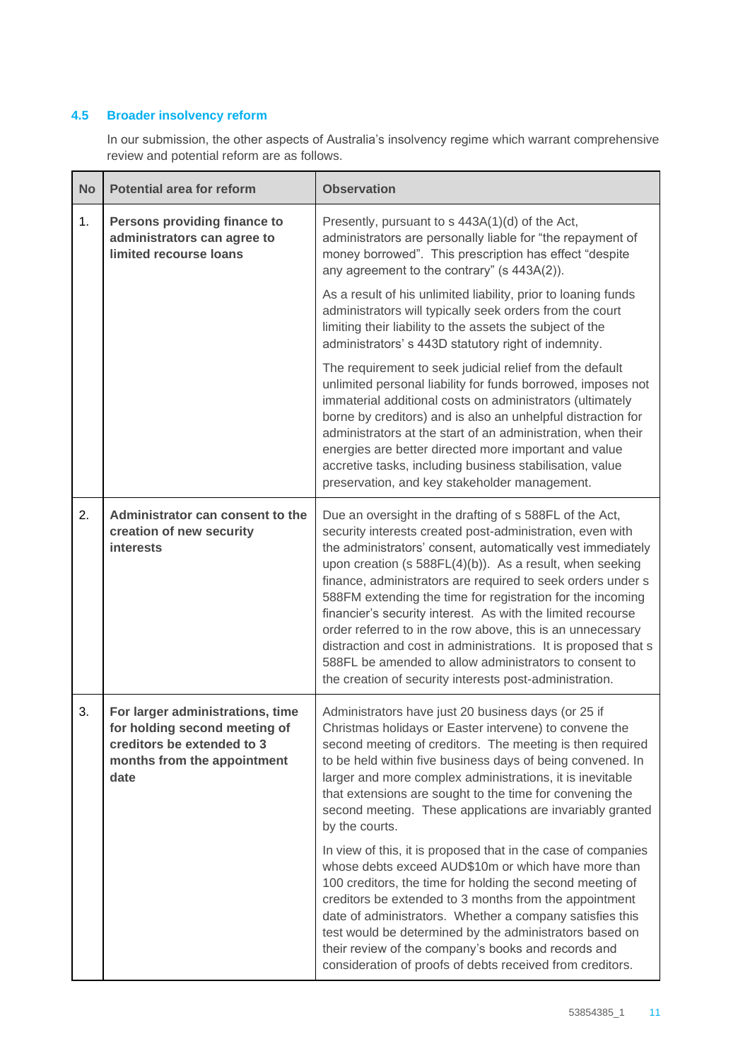### 4.5 Broader insolvency reform

In our submission, the other aspects of Australia's insolvency regime which warrant comprehensive review and potential reform are as follows.

| No | Potential area for reform | Observation |
|---|---|---|
| 1. | **Persons providing finance to administrators can agree to limited recourse loans** | Presently, pursuant to s 443A(1)(d) of the Act, administrators are personally liable for "the repayment of money borrowed". This prescription has effect "despite any agreement to the contrary" (s 443A(2)).<br><br>As a result of his unlimited liability, prior to loaning funds administrators will typically seek orders from the court limiting their liability to the assets the subject of the administrators' s 443D statutory right of indemnity.<br><br>The requirement to seek judicial relief from the default unlimited personal liability for funds borrowed, imposes not immaterial additional costs on administrators (ultimately borne by creditors) and is also an unhelpful distraction for administrators at the start of an administration, when their energies are better directed more important and value accretive tasks, including business stabilisation, value preservation, and key stakeholder management. |
| 2. | **Administrator can consent to the creation of new security interests** | Due an oversight in the drafting of s 588FL of the Act, security interests created post-administration, even with the administrators' consent, automatically vest immediately upon creation (s 588FL(4)(b)). As a result, when seeking finance, administrators are required to seek orders under s 588FM extending the time for registration for the incoming financier's security interest. As with the limited recourse order referred to in the row above, this is an unnecessary distraction and cost in administrations. It is proposed that s 588FL be amended to allow administrators to consent to the creation of security interests post-administration. |
| 3. | **For larger administrations, time for holding second meeting of creditors be extended to 3 months from the appointment date** | Administrators have just 20 business days (or 25 if Christmas holidays or Easter intervene) to convene the second meeting of creditors. The meeting is then required to be held within five business days of being convened. In larger and more complex administrations, it is inevitable that extensions are sought to the time for convening the second meeting. These applications are invariably granted by the courts.<br><br>In view of this, it is proposed that in the case of companies whose debts exceed AUD$10m or which have more than 100 creditors, the time for holding the second meeting of creditors be extended to 3 months from the appointment date of administrators. Whether a company satisfies this test would be determined by the administrators based on their review of the company's books and records and consideration of proofs of debts received from creditors. |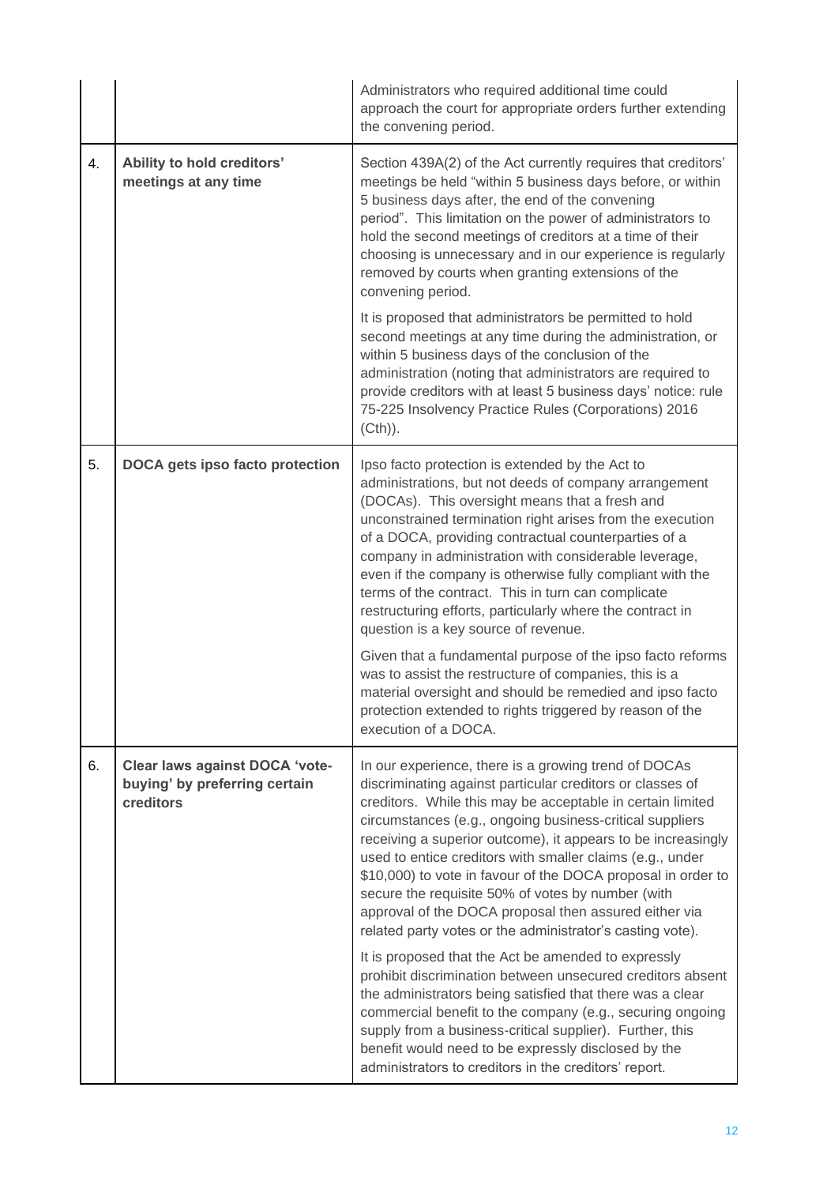| | | |
|---|---|---|
| | | Administrators who required additional time could approach the court for appropriate orders further extending the convening period. |
| 4. | **Ability to hold creditors' meetings at any time** | Section 439A(2) of the Act currently requires that creditors' meetings be held "within 5 business days before, or within 5 business days after, the end of the convening period". This limitation on the power of administrators to hold the second meetings of creditors at a time of their choosing is unnecessary and in our experience is regularly removed by courts when granting extensions of the convening period.<br><br>It is proposed that administrators be permitted to hold second meetings at any time during the administration, or within 5 business days of the conclusion of the administration (noting that administrators are required to provide creditors with at least 5 business days' notice: rule 75-225 Insolvency Practice Rules (Corporations) 2016 (Cth)). |
| 5. | **DOCA gets ipso facto protection** | Ipso facto protection is extended by the Act to administrations, but not deeds of company arrangement (DOCAs). This oversight means that a fresh and unconstrained termination right arises from the execution of a DOCA, providing contractual counterparties of a company in administration with considerable leverage, even if the company is otherwise fully compliant with the terms of the contract. This in turn can complicate restructuring efforts, particularly where the contract in question is a key source of revenue.<br><br>Given that a fundamental purpose of the ipso facto reforms was to assist the restructure of companies, this is a material oversight and should be remedied and ipso facto protection extended to rights triggered by reason of the execution of a DOCA. |
| 6. | **Clear laws against DOCA 'vote-buying' by preferring certain creditors** | In our experience, there is a growing trend of DOCAs discriminating against particular creditors or classes of creditors. While this may be acceptable in certain limited circumstances (e.g., ongoing business-critical suppliers receiving a superior outcome), it appears to be increasingly used to entice creditors with smaller claims (e.g., under $10,000) to vote in favour of the DOCA proposal in order to secure the requisite 50% of votes by number (with approval of the DOCA proposal then assured either via related party votes or the administrator's casting vote).<br><br>It is proposed that the Act be amended to expressly prohibit discrimination between unsecured creditors absent the administrators being satisfied that there was a clear commercial benefit to the company (e.g., securing ongoing supply from a business-critical supplier). Further, this benefit would need to be expressly disclosed by the administrators to creditors in the creditors' report. |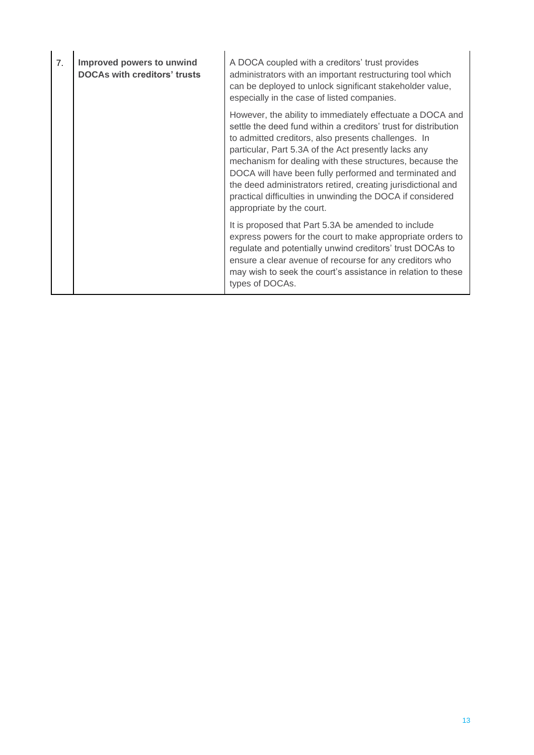| | | |
|---|---|---|
| 7. | **Improved powers to unwind DOCAs with creditors' trusts** | A DOCA coupled with a creditors' trust provides administrators with an important restructuring tool which can be deployed to unlock significant stakeholder value, especially in the case of listed companies.<br><br>However, the ability to immediately effectuate a DOCA and settle the deed fund within a creditors' trust for distribution to admitted creditors, also presents challenges. In particular, Part 5.3A of the Act presently lacks any mechanism for dealing with these structures, because the DOCA will have been fully performed and terminated and the deed administrators retired, creating jurisdictional and practical difficulties in unwinding the DOCA if considered appropriate by the court.<br><br>It is proposed that Part 5.3A be amended to include express powers for the court to make appropriate orders to regulate and potentially unwind creditors' trust DOCAs to ensure a clear avenue of recourse for any creditors who may wish to seek the court's assistance in relation to these types of DOCAs. |